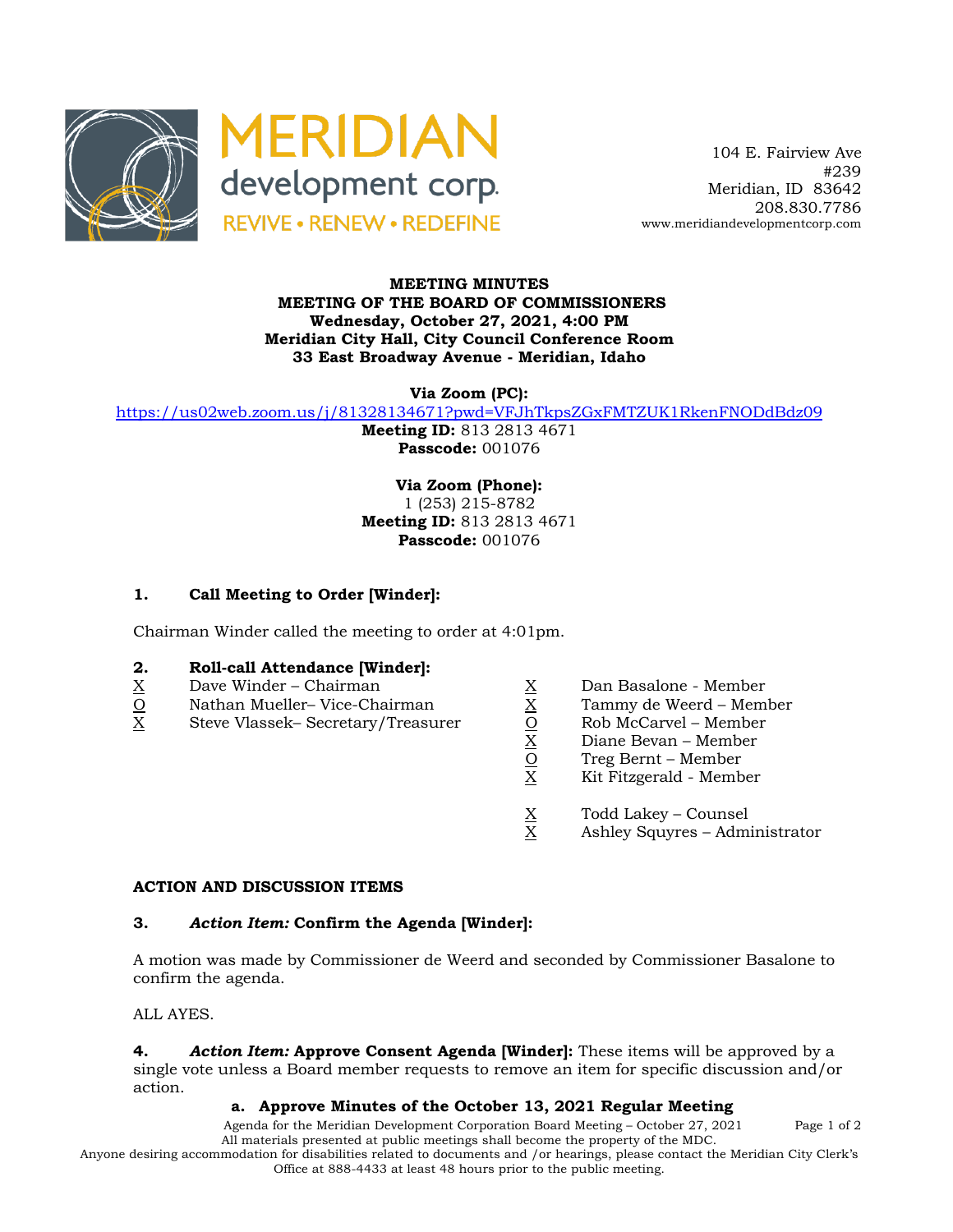MERIDIAN development corp.
REVIVE • RENEW • REDEFINE

104 E. Fairview Ave
#239
Meridian, ID 83642
208.830.7786
www.meridiandevelopmentcorp.com

**MEETING MINUTES**
**MEETING OF THE BOARD OF COMMISSIONERS**
**Wednesday, October 27, 2021, 4:00 PM**
**Meridian City Hall, City Council Conference Room**
**33 East Broadway Avenue - Meridian, Idaho**

**Via Zoom (PC):**
https://us02web.zoom.us/j/81328134671?pwd=VFJhTkpsZGxFMTZUK1RkenFNODdBdz09
**Meeting ID:** 813 2813 4671
**Passcode:** 001076

**Via Zoom (Phone):**
1 (253) 215-8782
**Meeting ID:** 813 2813 4671
**Passcode:** 001076

### 1. Call Meeting to Order [Winder]:

Chairman Winder called the meeting to order at 4:01pm.

### 2. Roll-call Attendance [Winder]:

X Dave Winder – Chairman
O Nathan Mueller– Vice-Chairman
X Steve Vlassek– Secretary/Treasurer
X Dan Basalone - Member
X Tammy de Weerd – Member
O Rob McCarvel – Member
X Diane Bevan – Member
O Treg Bernt – Member
X Kit Fitzgerald - Member

X Todd Lakey – Counsel
X Ashley Squyres – Administrator

## ACTION AND DISCUSSION ITEMS

### 3. *Action Item:* Confirm the Agenda [Winder]:

A motion was made by Commissioner de Weerd and seconded by Commissioner Basalone to confirm the agenda.

ALL AYES.

**4.** ***Action Item:*** **Approve Consent Agenda [Winder]:** These items will be approved by a single vote unless a Board member requests to remove an item for specific discussion and/or action.

**a. Approve Minutes of the October 13, 2021 Regular Meeting**

All materials presented at public meetings shall become the property of the MDC.
Anyone desiring accommodation for disabilities related to documents and /or hearings, please contact the Meridian City Clerk's Office at 888-4433 at least 48 hours prior to the public meeting.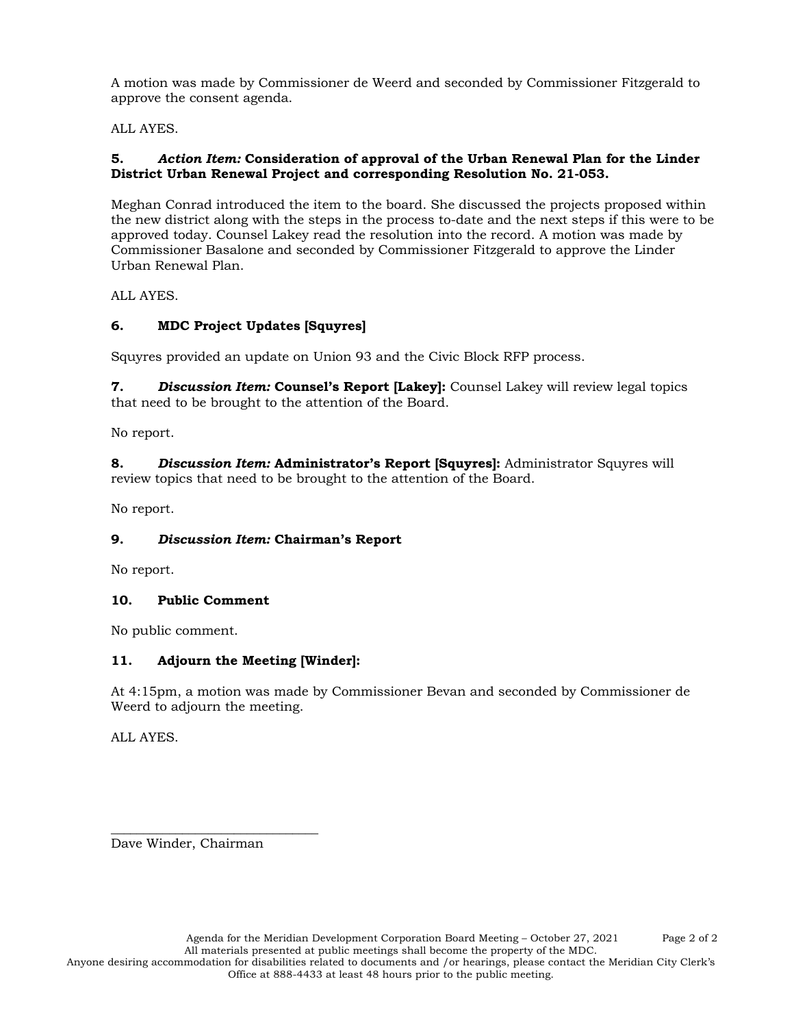A motion was made by Commissioner de Weerd and seconded by Commissioner Fitzgerald to approve the consent agenda.

ALL AYES.

**5. *Action Item:* Consideration of approval of the Urban Renewal Plan for the Linder District Urban Renewal Project and corresponding Resolution No. 21-053.**

Meghan Conrad introduced the item to the board. She discussed the projects proposed within the new district along with the steps in the process to-date and the next steps if this were to be approved today. Counsel Lakey read the resolution into the record. A motion was made by Commissioner Basalone and seconded by Commissioner Fitzgerald to approve the Linder Urban Renewal Plan.

ALL AYES.

**6. MDC Project Updates [Squyres]**

Squyres provided an update on Union 93 and the Civic Block RFP process.

**7. *Discussion Item:* Counsel's Report [Lakey]:** Counsel Lakey will review legal topics that need to be brought to the attention of the Board.

No report.

**8. *Discussion Item:* Administrator's Report [Squyres]:** Administrator Squyres will review topics that need to be brought to the attention of the Board.

No report.

**9. *Discussion Item:* Chairman's Report**

No report.

**10. Public Comment**

No public comment.

**11. Adjourn the Meeting [Winder]:**

At 4:15pm, a motion was made by Commissioner Bevan and seconded by Commissioner de Weerd to adjourn the meeting.

ALL AYES.

\_\_\_\_\_\_\_\_\_\_\_\_\_\_\_\_\_\_\_\_\_\_\_\_\_\_\_\_\_\_
Dave Winder, Chairman

Agenda for the Meridian Development Corporation Board Meeting – October 27, 2021
All materials presented at public meetings shall become the property of the MDC.
Anyone desiring accommodation for disabilities related to documents and /or hearings, please contact the Meridian City Clerk's Office at 888-4433 at least 48 hours prior to the public meeting.